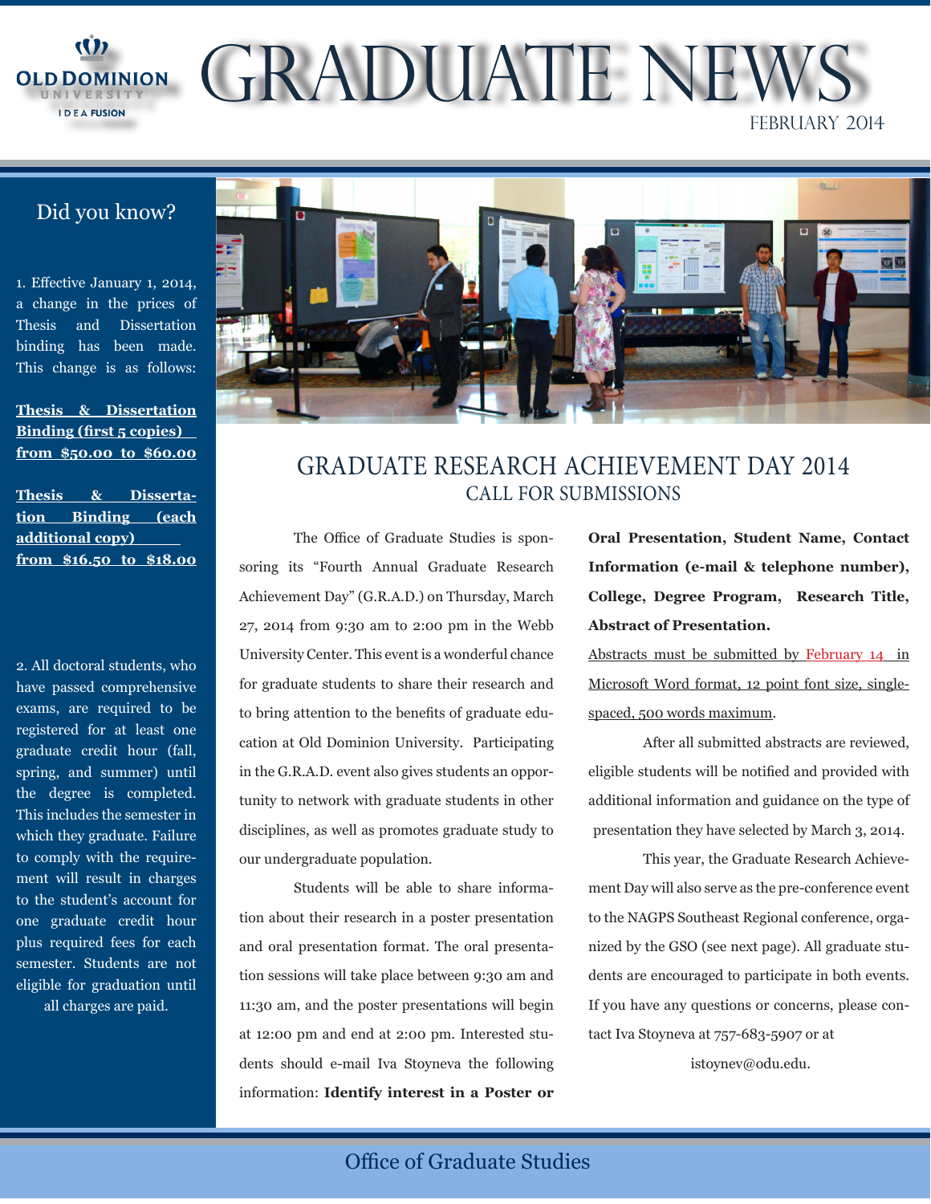# GRADUATE NEWS

FEBRUARY 2014

## Did you know?

1. Effective January 1, 2014, a change in the prices of Thesis and Dissertation binding has been made. This change is as follows:

**Thesis & Dissertation Binding (first 5 copies) from $50.00 to $60.00**

**Thesis & Dissertation Binding (each additional copy) from $16.50 to $18.00**

2. All doctoral students, who have passed comprehensive exams, are required to be registered for at least one graduate credit hour (fall, spring, and summer) until the degree is completed. This includes the semester in which they graduate. Failure to comply with the requirement will result in charges to the student's account for one graduate credit hour plus required fees for each semester. Students are not eligible for graduation until all charges are paid.

## GRADUATE RESEARCH ACHIEVEMENT DAY 2014
### CALL FOR SUBMISSIONS

The Office of Graduate Studies is sponsoring its "Fourth Annual Graduate Research Achievement Day" (G.R.A.D.) on Thursday, March 27, 2014 from 9:30 am to 2:00 pm in the Webb University Center. This event is a wonderful chance for graduate students to share their research and to bring attention to the benefits of graduate education at Old Dominion University. Participating in the G.R.A.D. event also gives students an opportunity to network with graduate students in other disciplines, as well as promotes graduate study to our undergraduate population.

Students will be able to share information about their research in a poster presentation and oral presentation format. The oral presentation sessions will take place between 9:30 am and 11:30 am, and the poster presentations will begin at 12:00 pm and end at 2:00 pm. Interested students should e-mail Iva Stoyneva the following information: **Identify interest in a Poster or Oral Presentation, Student Name, Contact Information (e-mail & telephone number), College, Degree Program, Research Title, Abstract of Presentation.**

Abstracts must be submitted by February 14 in Microsoft Word format, 12 point font size, single-spaced, 500 words maximum.

After all submitted abstracts are reviewed, eligible students will be notified and provided with additional information and guidance on the type of presentation they have selected by March 3, 2014.

This year, the Graduate Research Achievement Day will also serve as the pre-conference event to the NAGPS Southeast Regional conference, organized by the GSO (see next page). All graduate students are encouraged to participate in both events. If you have any questions or concerns, please contact Iva Stoyneva at 757-683-5907 or at istoynev@odu.edu.

Office of Graduate Studies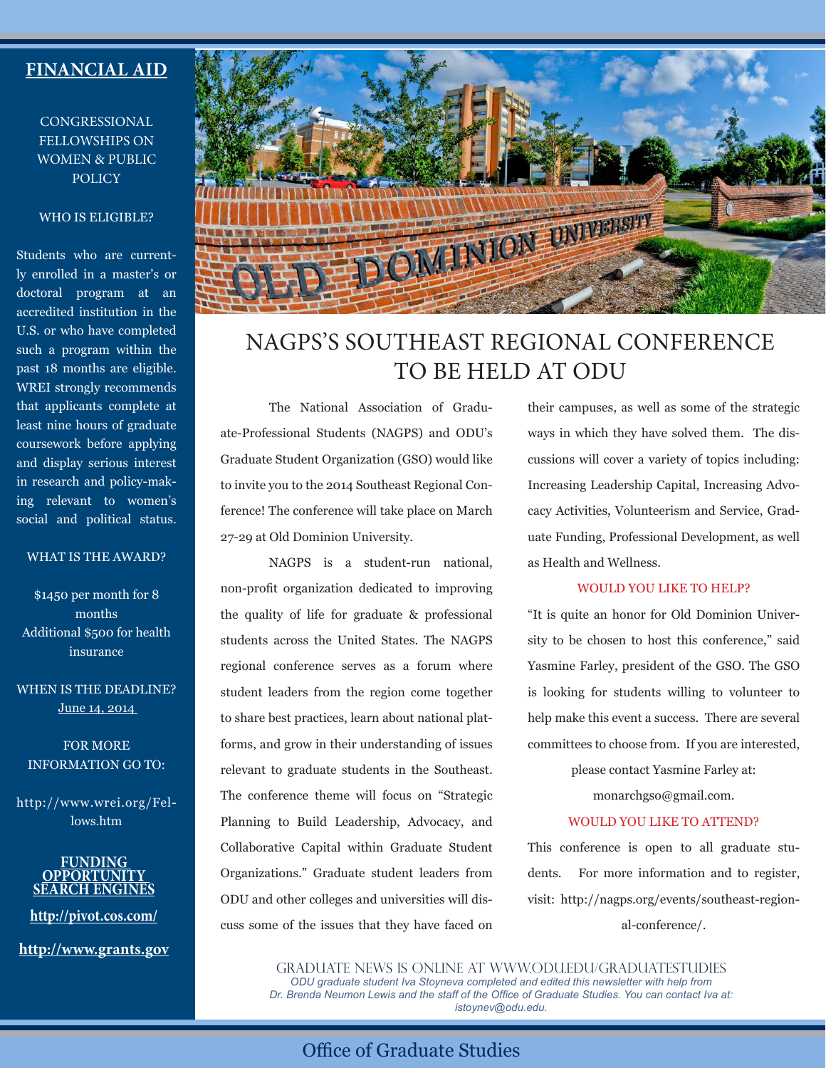## FINANCIAL AID

CONGRESSIONAL FELLOWSHIPS ON WOMEN & PUBLIC POLICY

WHO IS ELIGIBLE?

Students who are currently enrolled in a master's or doctoral program at an accredited institution in the U.S. or who have completed such a program within the past 18 months are eligible. WREI strongly recommends that applicants complete at least nine hours of graduate coursework before applying and display serious interest in research and policy-making relevant to women's social and political status.

WHAT IS THE AWARD?

$1450 per month for 8 months
Additional $500 for health insurance

WHEN IS THE DEADLINE?
June 14, 2014

FOR MORE INFORMATION GO TO:

http://www.wrei.org/Fellows.htm

**FUNDING OPPORTUNITY SEARCH ENGINES**

**http://pivot.cos.com/**

**http://www.grants.gov**

# NAGPS'S SOUTHEAST REGIONAL CONFERENCE TO BE HELD AT ODU

The National Association of Graduate-Professional Students (NAGPS) and ODU's Graduate Student Organization (GSO) would like to invite you to the 2014 Southeast Regional Conference! The conference will take place on March 27-29 at Old Dominion University.

NAGPS is a student-run national, non-profit organization dedicated to improving the quality of life for graduate & professional students across the United States. The NAGPS regional conference serves as a forum where student leaders from the region come together to share best practices, learn about national platforms, and grow in their understanding of issues relevant to graduate students in the Southeast. The conference theme will focus on "Strategic Planning to Build Leadership, Advocacy, and Collaborative Capital within Graduate Student Organizations." Graduate student leaders from ODU and other colleges and universities will discuss some of the issues that they have faced on their campuses, as well as some of the strategic ways in which they have solved them. The discussions will cover a variety of topics including: Increasing Leadership Capital, Increasing Advocacy Activities, Volunteerism and Service, Graduate Funding, Professional Development, as well as Health and Wellness.

### WOULD YOU LIKE TO HELP?

"It is quite an honor for Old Dominion University to be chosen to host this conference," said Yasmine Farley, president of the GSO. The GSO is looking for students willing to volunteer to help make this event a success. There are several committees to choose from. If you are interested, please contact Yasmine Farley at: monarchgso@gmail.com.

### WOULD YOU LIKE TO ATTEND?

This conference is open to all graduate students. For more information and to register, visit: http://nagps.org/events/southeast-regional-conference/.

GRADUATE NEWS IS ONLINE AT WWW.ODU.EDU/GRADUATESTUDIES

*ODU graduate student Iva Stoyneva completed and edited this newsletter with help from Dr. Brenda Neumon Lewis and the staff of the Office of Graduate Studies. You can contact Iva at: istoynev@odu.edu.*

Office of Graduate Studies